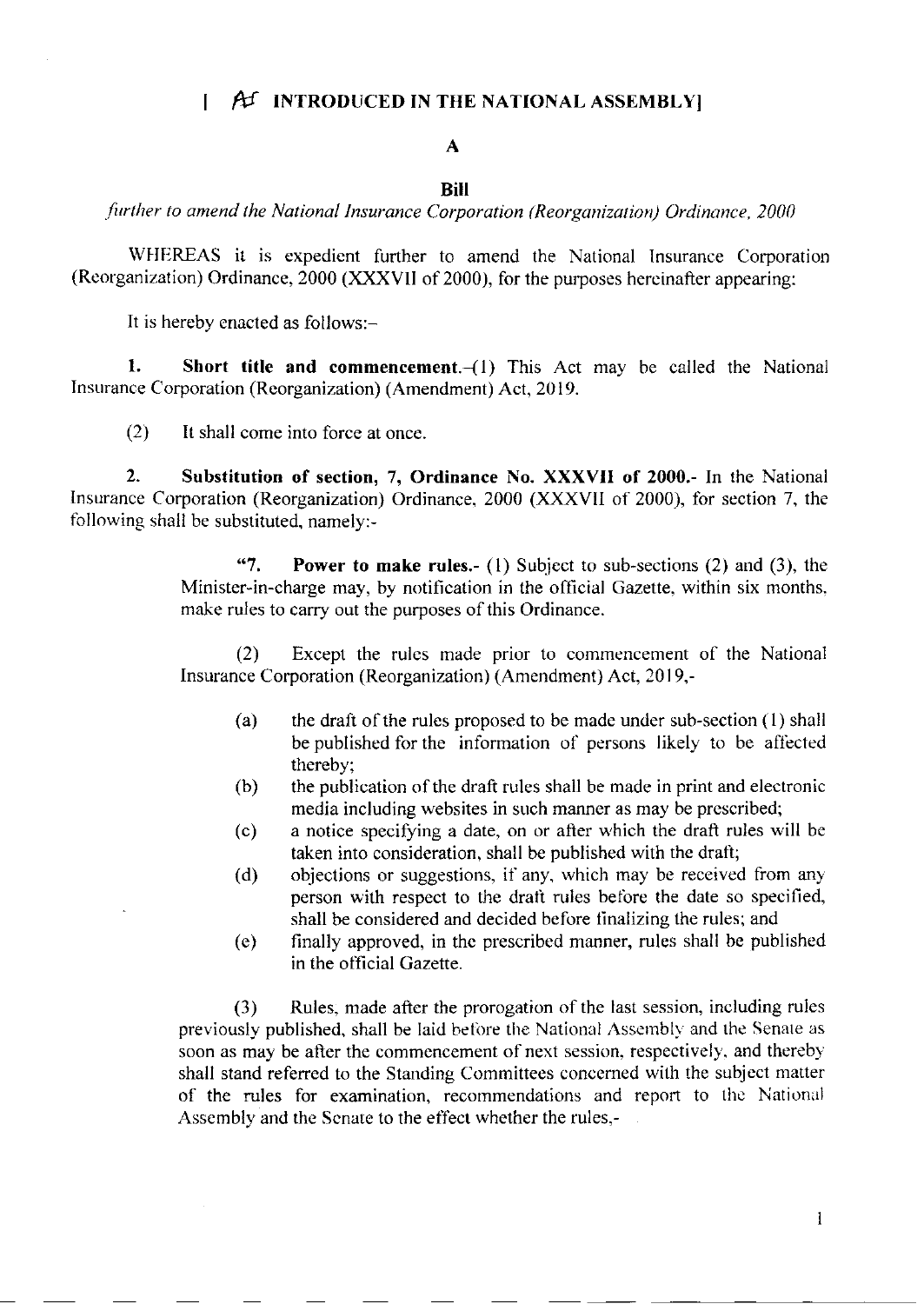[ AS INTRODUCED IN THE NATIONAL ASSEMBLY]

**A**

**Bill**

*further to amend the National Insurance Corporation (Reorganization) Ordinance, 2000*

WHEREAS it is expedient further to amend the National Insurance Corporation (Reorganization) Ordinance, 2000 (XXXVII of 2000), for the purposes hereinafter appearing:

It is hereby enacted as follows:-

**1. Short title and commencement.**-(1) This Act may be called the National Insurance Corporation (Reorganization) (Amendment) Act, 2019.

(2) It shall come into force at once.

**2. Substitution of section, 7, Ordinance No. XXXVII of 2000.**- In the National Insurance Corporation (Reorganization) Ordinance, 2000 (XXXVII of 2000), for section 7, the following shall be substituted, namely:-

> "7. **Power to make rules.**- (1) Subject to sub-sections (2) and (3), the Minister-in-charge may, by notification in the official Gazette, within six months, make rules to carry out the purposes of this Ordinance.
>
> (2) Except the rules made prior to commencement of the National Insurance Corporation (Reorganization) (Amendment) Act, 2019,-
>
> (a) the draft of the rules proposed to be made under sub-section (1) shall be published for the information of persons likely to be affected thereby;
>
> (b) the publication of the draft rules shall be made in print and electronic media including websites in such manner as may be prescribed;
>
> (c) a notice specifying a date, on or after which the draft rules will be taken into consideration, shall be published with the draft;
>
> (d) objections or suggestions, if any, which may be received from any person with respect to the draft rules before the date so specified, shall be considered and decided before finalizing the rules; and
>
> (e) finally approved, in the prescribed manner, rules shall be published in the official Gazette.
>
> (3) Rules, made after the prorogation of the last session, including rules previously published, shall be laid before the National Assembly and the Senate as soon as may be after the commencement of next session, respectively, and thereby shall stand referred to the Standing Committees concerned with the subject matter of the rules for examination, recommendations and report to the National Assembly and the Senate to the effect whether the rules,-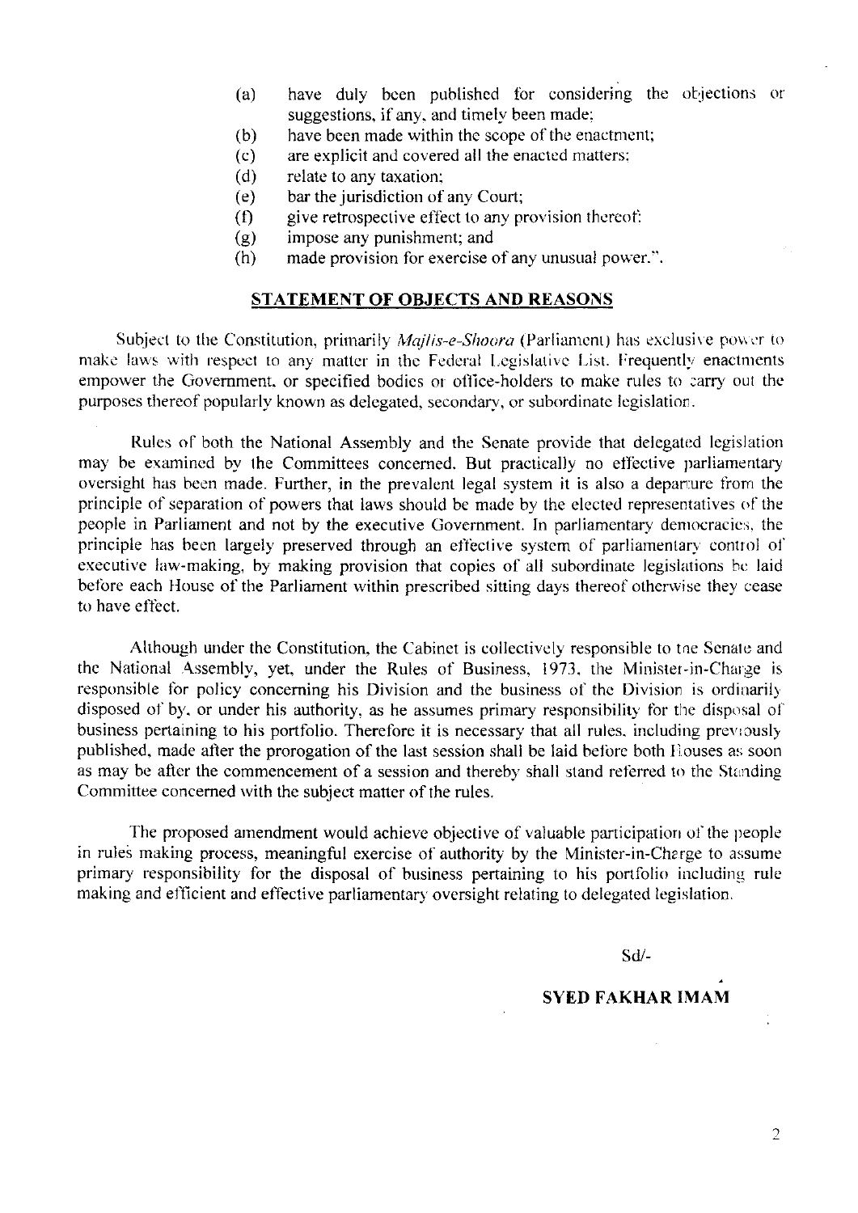(a) have duly been published for considering the objections or suggestions, if any, and timely been made;
(b) have been made within the scope of the enactment;
(c) are explicit and covered all the enacted matters;
(d) relate to any taxation;
(e) bar the jurisdiction of any Court;
(f) give retrospective effect to any provision thereof;
(g) impose any punishment; and
(h) made provision for exercise of any unusual power.".

## STATEMENT OF OBJECTS AND REASONS

Subject to the Constitution, primarily *Majlis-e-Shoora* (Parliament) has exclusive power to make laws with respect to any matter in the Federal Legislative List. Frequently enactments empower the Government, or specified bodies or office-holders to make rules to carry out the purposes thereof popularly known as delegated, secondary, or subordinate legislation.

Rules of both the National Assembly and the Senate provide that delegated legislation may be examined by the Committees concerned. But practically no effective parliamentary oversight has been made. Further, in the prevalent legal system it is also a departure from the principle of separation of powers that laws should be made by the elected representatives of the people in Parliament and not by the executive Government. In parliamentary democracies, the principle has been largely preserved through an effective system of parliamentary control of executive law-making, by making provision that copies of all subordinate legislations be laid before each House of the Parliament within prescribed sitting days thereof otherwise they cease to have effect.

Although under the Constitution, the Cabinet is collectively responsible to the Senate and the National Assembly, yet, under the Rules of Business, 1973, the Minister-in-Charge is responsible for policy concerning his Division and the business of the Division is ordinarily disposed of by, or under his authority, as he assumes primary responsibility for the disposal of business pertaining to his portfolio. Therefore it is necessary that all rules, including previously published, made after the prorogation of the last session shall be laid before both Houses as soon as may be after the commencement of a session and thereby shall stand referred to the Standing Committee concerned with the subject matter of the rules.

The proposed amendment would achieve objective of valuable participation of the people in rules making process, meaningful exercise of authority by the Minister-in-Charge to assume primary responsibility for the disposal of business pertaining to his portfolio including rule making and efficient and effective parliamentary oversight relating to delegated legislation.

Sd/-

**SYED FAKHAR IMAM**